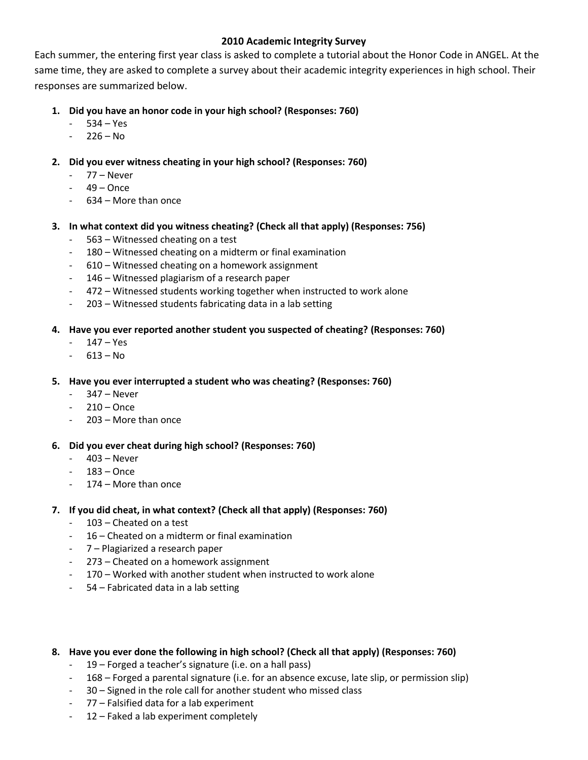# 2010 Academic Integrity Survey

Each summer, the entering first year class is asked to complete a tutorial about the Honor Code in ANGEL. At the same time, they are asked to complete a survey about their academic integrity experiences in high school. Their responses are summarized below.

1. **Did you have an honor code in your high school? (Responses: 760)**
   - 534 – Yes
   - 226 – No

2. **Did you ever witness cheating in your high school? (Responses: 760)**
   - 77 – Never
   - 49 – Once
   - 634 – More than once

3. **In what context did you witness cheating? (Check all that apply) (Responses: 756)**
   - 563 – Witnessed cheating on a test
   - 180 – Witnessed cheating on a midterm or final examination
   - 610 – Witnessed cheating on a homework assignment
   - 146 – Witnessed plagiarism of a research paper
   - 472 – Witnessed students working together when instructed to work alone
   - 203 – Witnessed students fabricating data in a lab setting

4. **Have you ever reported another student you suspected of cheating? (Responses: 760)**
   - 147 – Yes
   - 613 – No

5. **Have you ever interrupted a student who was cheating? (Responses: 760)**
   - 347 – Never
   - 210 – Once
   - 203 – More than once

6. **Did you ever cheat during high school? (Responses: 760)**
   - 403 – Never
   - 183 – Once
   - 174 – More than once

7. **If you did cheat, in what context? (Check all that apply) (Responses: 760)**
   - 103 – Cheated on a test
   - 16 – Cheated on a midterm or final examination
   - 7 – Plagiarized a research paper
   - 273 – Cheated on a homework assignment
   - 170 – Worked with another student when instructed to work alone
   - 54 – Fabricated data in a lab setting

8. **Have you ever done the following in high school? (Check all that apply) (Responses: 760)**
   - 19 – Forged a teacher's signature (i.e. on a hall pass)
   - 168 – Forged a parental signature (i.e. for an absence excuse, late slip, or permission slip)
   - 30 – Signed in the role call for another student who missed class
   - 77 – Falsified data for a lab experiment
   - 12 – Faked a lab experiment completely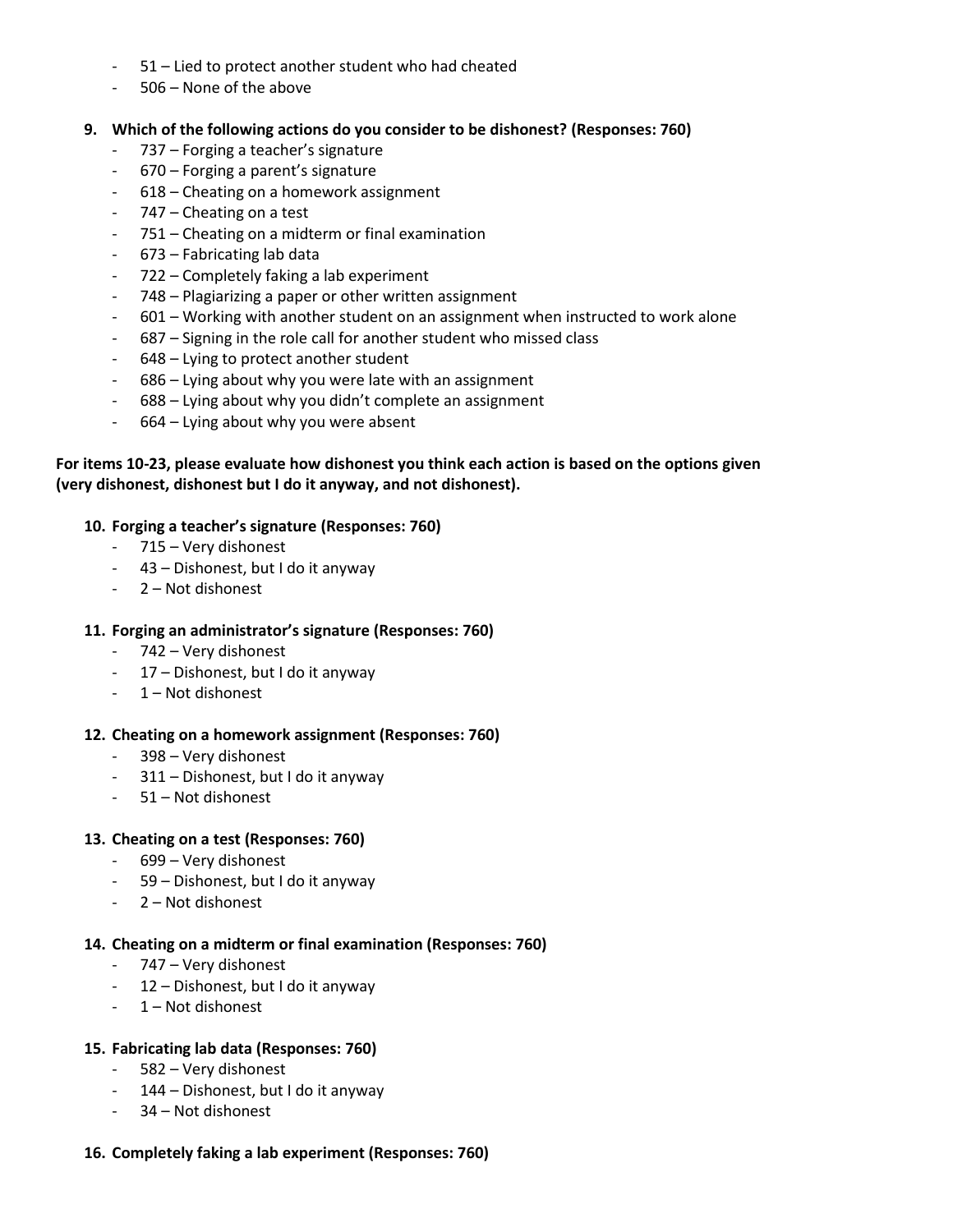- 51 – Lied to protect another student who had cheated
- 506 – None of the above

**9. Which of the following actions do you consider to be dishonest? (Responses: 760)**
- 737 – Forging a teacher's signature
- 670 – Forging a parent's signature
- 618 – Cheating on a homework assignment
- 747 – Cheating on a test
- 751 – Cheating on a midterm or final examination
- 673 – Fabricating lab data
- 722 – Completely faking a lab experiment
- 748 – Plagiarizing a paper or other written assignment
- 601 – Working with another student on an assignment when instructed to work alone
- 687 – Signing in the role call for another student who missed class
- 648 – Lying to protect another student
- 686 – Lying about why you were late with an assignment
- 688 – Lying about why you didn't complete an assignment
- 664 – Lying about why you were absent

**For items 10-23, please evaluate how dishonest you think each action is based on the options given (very dishonest, dishonest but I do it anyway, and not dishonest).**

**10. Forging a teacher's signature (Responses: 760)**
- 715 – Very dishonest
- 43 – Dishonest, but I do it anyway
- 2 – Not dishonest

**11. Forging an administrator's signature (Responses: 760)**
- 742 – Very dishonest
- 17 – Dishonest, but I do it anyway
- 1 – Not dishonest

**12. Cheating on a homework assignment (Responses: 760)**
- 398 – Very dishonest
- 311 – Dishonest, but I do it anyway
- 51 – Not dishonest

**13. Cheating on a test (Responses: 760)**
- 699 – Very dishonest
- 59 – Dishonest, but I do it anyway
- 2 – Not dishonest

**14. Cheating on a midterm or final examination (Responses: 760)**
- 747 – Very dishonest
- 12 – Dishonest, but I do it anyway
- 1 – Not dishonest

**15. Fabricating lab data (Responses: 760)**
- 582 – Very dishonest
- 144 – Dishonest, but I do it anyway
- 34 – Not dishonest

**16. Completely faking a lab experiment (Responses: 760)**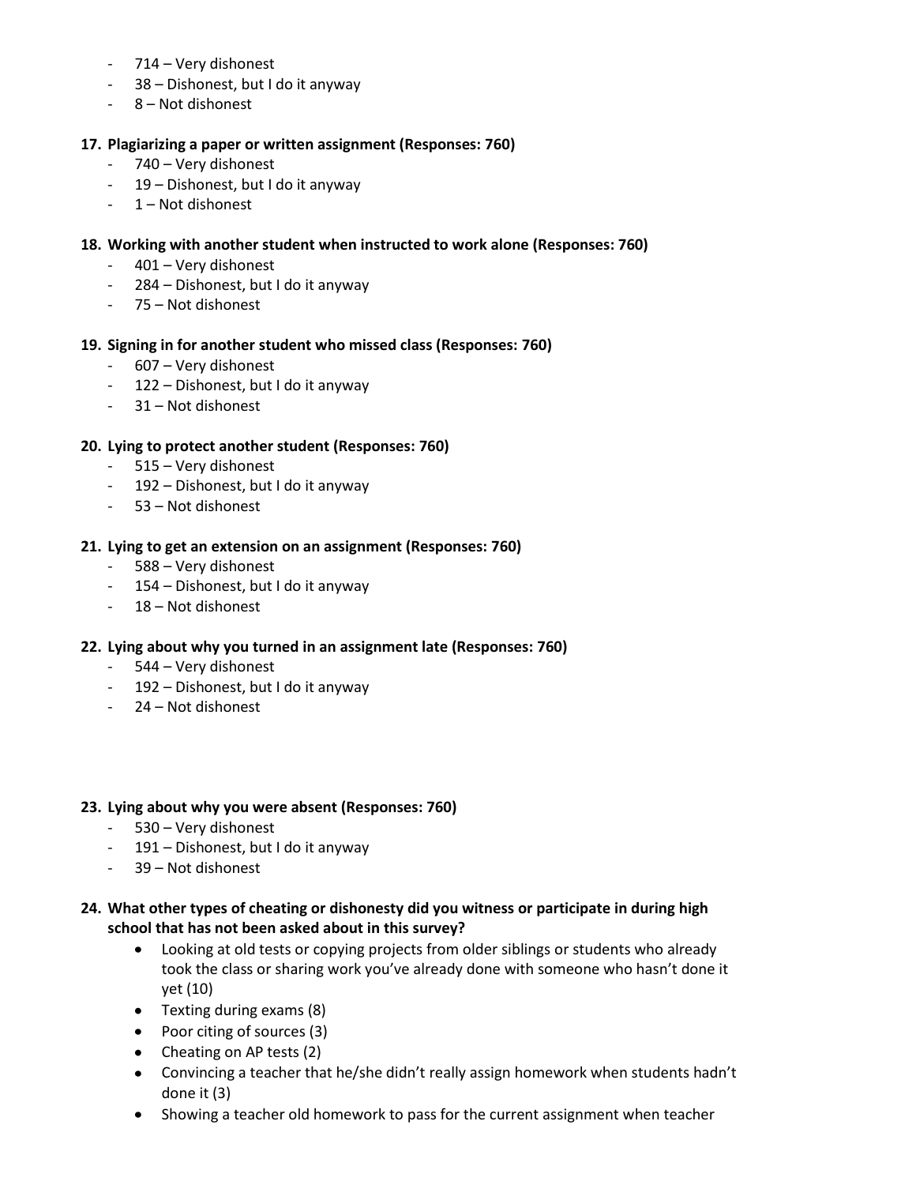- 714 – Very dishonest
- 38 – Dishonest, but I do it anyway
- 8 – Not dishonest

**17. Plagiarizing a paper or written assignment (Responses: 760)**

- 740 – Very dishonest
- 19 – Dishonest, but I do it anyway
- 1 – Not dishonest

**18. Working with another student when instructed to work alone (Responses: 760)**

- 401 – Very dishonest
- 284 – Dishonest, but I do it anyway
- 75 – Not dishonest

**19. Signing in for another student who missed class (Responses: 760)**

- 607 – Very dishonest
- 122 – Dishonest, but I do it anyway
- 31 – Not dishonest

**20. Lying to protect another student (Responses: 760)**

- 515 – Very dishonest
- 192 – Dishonest, but I do it anyway
- 53 – Not dishonest

**21. Lying to get an extension on an assignment (Responses: 760)**

- 588 – Very dishonest
- 154 – Dishonest, but I do it anyway
- 18 – Not dishonest

**22. Lying about why you turned in an assignment late (Responses: 760)**

- 544 – Very dishonest
- 192 – Dishonest, but I do it anyway
- 24 – Not dishonest

**23. Lying about why you were absent (Responses: 760)**

- 530 – Very dishonest
- 191 – Dishonest, but I do it anyway
- 39 – Not dishonest

**24. What other types of cheating or dishonesty did you witness or participate in during high school that has not been asked about in this survey?**

- Looking at old tests or copying projects from older siblings or students who already took the class or sharing work you've already done with someone who hasn't done it yet (10)
- Texting during exams (8)
- Poor citing of sources (3)
- Cheating on AP tests (2)
- Convincing a teacher that he/she didn't really assign homework when students hadn't done it (3)
- Showing a teacher old homework to pass for the current assignment when teacher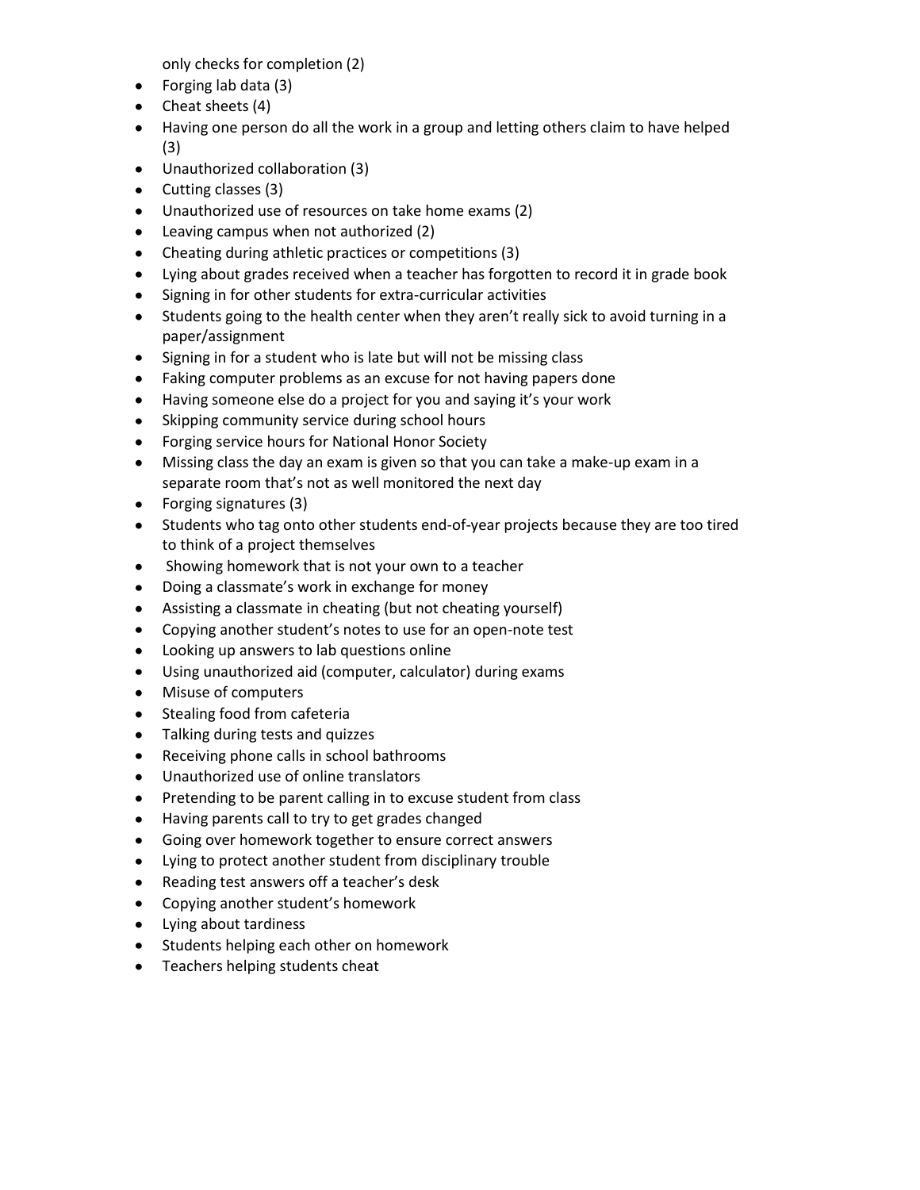only checks for completion (2)

- Forging lab data (3)
- Cheat sheets (4)
- Having one person do all the work in a group and letting others claim to have helped (3)
- Unauthorized collaboration (3)
- Cutting classes (3)
- Unauthorized use of resources on take home exams (2)
- Leaving campus when not authorized (2)
- Cheating during athletic practices or competitions (3)
- Lying about grades received when a teacher has forgotten to record it in grade book
- Signing in for other students for extra-curricular activities
- Students going to the health center when they aren't really sick to avoid turning in a paper/assignment
- Signing in for a student who is late but will not be missing class
- Faking computer problems as an excuse for not having papers done
- Having someone else do a project for you and saying it's your work
- Skipping community service during school hours
- Forging service hours for National Honor Society
- Missing class the day an exam is given so that you can take a make-up exam in a separate room that's not as well monitored the next day
- Forging signatures (3)
- Students who tag onto other students end-of-year projects because they are too tired to think of a project themselves
- Showing homework that is not your own to a teacher
- Doing a classmate's work in exchange for money
- Assisting a classmate in cheating (but not cheating yourself)
- Copying another student's notes to use for an open-note test
- Looking up answers to lab questions online
- Using unauthorized aid (computer, calculator) during exams
- Misuse of computers
- Stealing food from cafeteria
- Talking during tests and quizzes
- Receiving phone calls in school bathrooms
- Unauthorized use of online translators
- Pretending to be parent calling in to excuse student from class
- Having parents call to try to get grades changed
- Going over homework together to ensure correct answers
- Lying to protect another student from disciplinary trouble
- Reading test answers off a teacher's desk
- Copying another student's homework
- Lying about tardiness
- Students helping each other on homework
- Teachers helping students cheat